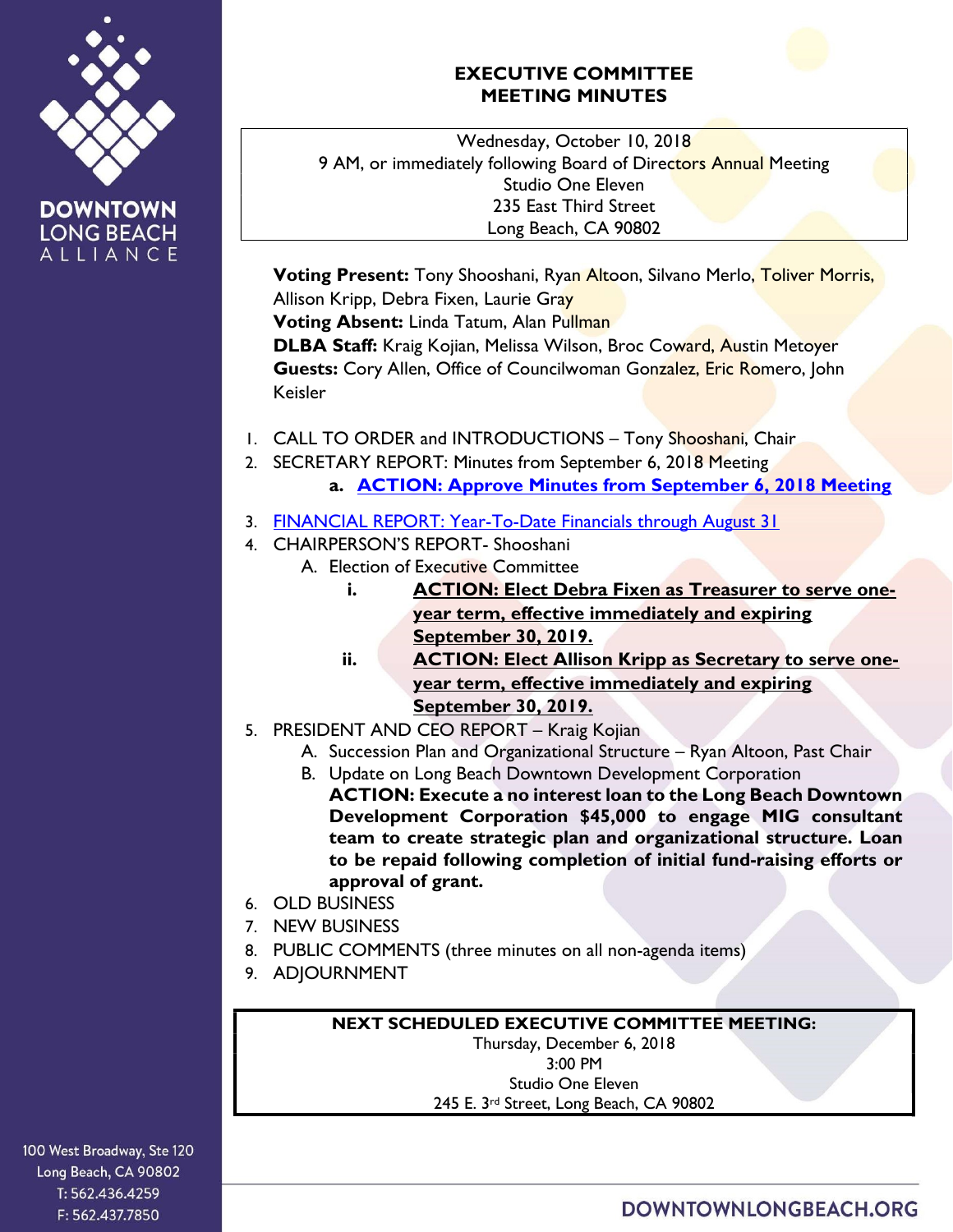DOWNTOWN LONG BEACH ALLIANCE

# EXECUTIVE COMMITTEE MEETING MINUTES

Wednesday, October 10, 2018
9 AM, or immediately following Board of Directors Annual Meeting
Studio One Eleven
235 East Third Street
Long Beach, CA 90802

**Voting Present:** Tony Shooshani, Ryan Altoon, Silvano Merlo, Toliver Morris, Allison Kripp, Debra Fixen, Laurie Gray
**Voting Absent:** Linda Tatum, Alan Pullman
**DLBA Staff:** Kraig Kojian, Melissa Wilson, Broc Coward, Austin Metoyer
**Guests:** Cory Allen, Office of Councilwoman Gonzalez, Eric Romero, John Keisler

1. CALL TO ORDER and INTRODUCTIONS – Tony Shooshani, Chair
2. SECRETARY REPORT: Minutes from September 6, 2018 Meeting
   a. **ACTION: Approve Minutes from September 6, 2018 Meeting**
3. FINANCIAL REPORT: Year-To-Date Financials through August 31
4. CHAIRPERSON'S REPORT- Shooshani
   A. Election of Executive Committee
      i. **ACTION: Elect Debra Fixen as Treasurer to serve one-year term, effective immediately and expiring September 30, 2019.**
      ii. **ACTION: Elect Allison Kripp as Secretary to serve one-year term, effective immediately and expiring September 30, 2019.**
5. PRESIDENT AND CEO REPORT – Kraig Kojian
   A. Succession Plan and Organizational Structure – Ryan Altoon, Past Chair
   B. Update on Long Beach Downtown Development Corporation
      **ACTION: Execute a no interest loan to the Long Beach Downtown Development Corporation $45,000 to engage MIG consultant team to create strategic plan and organizational structure. Loan to be repaid following completion of initial fund-raising efforts or approval of grant.**
6. OLD BUSINESS
7. NEW BUSINESS
8. PUBLIC COMMENTS (three minutes on all non-agenda items)
9. ADJOURNMENT

**NEXT SCHEDULED EXECUTIVE COMMITTEE MEETING:**
Thursday, December 6, 2018
3:00 PM
Studio One Eleven
245 E. 3rd Street, Long Beach, CA 90802

100 West Broadway, Ste 120
Long Beach, CA 90802
T: 562.436.4259
F: 562.437.7850

DOWNTOWNLONGBEACH.ORG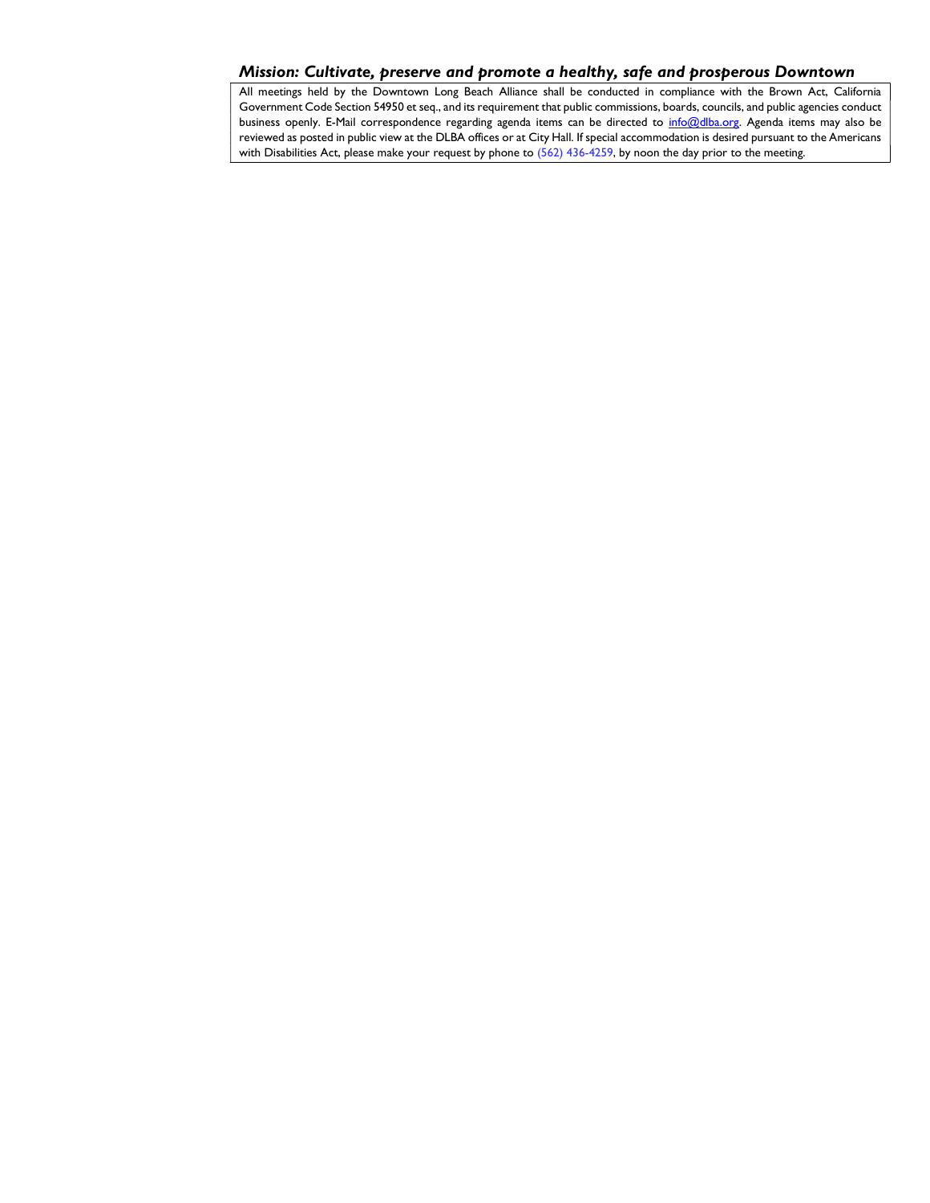***Mission: Cultivate, preserve and promote a healthy, safe and prosperous Downtown***

All meetings held by the Downtown Long Beach Alliance shall be conducted in compliance with the Brown Act, California Government Code Section 54950 et seq., and its requirement that public commissions, boards, councils, and public agencies conduct business openly. E-Mail correspondence regarding agenda items can be directed to info@dlba.org. Agenda items may also be reviewed as posted in public view at the DLBA offices or at City Hall. If special accommodation is desired pursuant to the Americans with Disabilities Act, please make your request by phone to (562) 436-4259, by noon the day prior to the meeting.